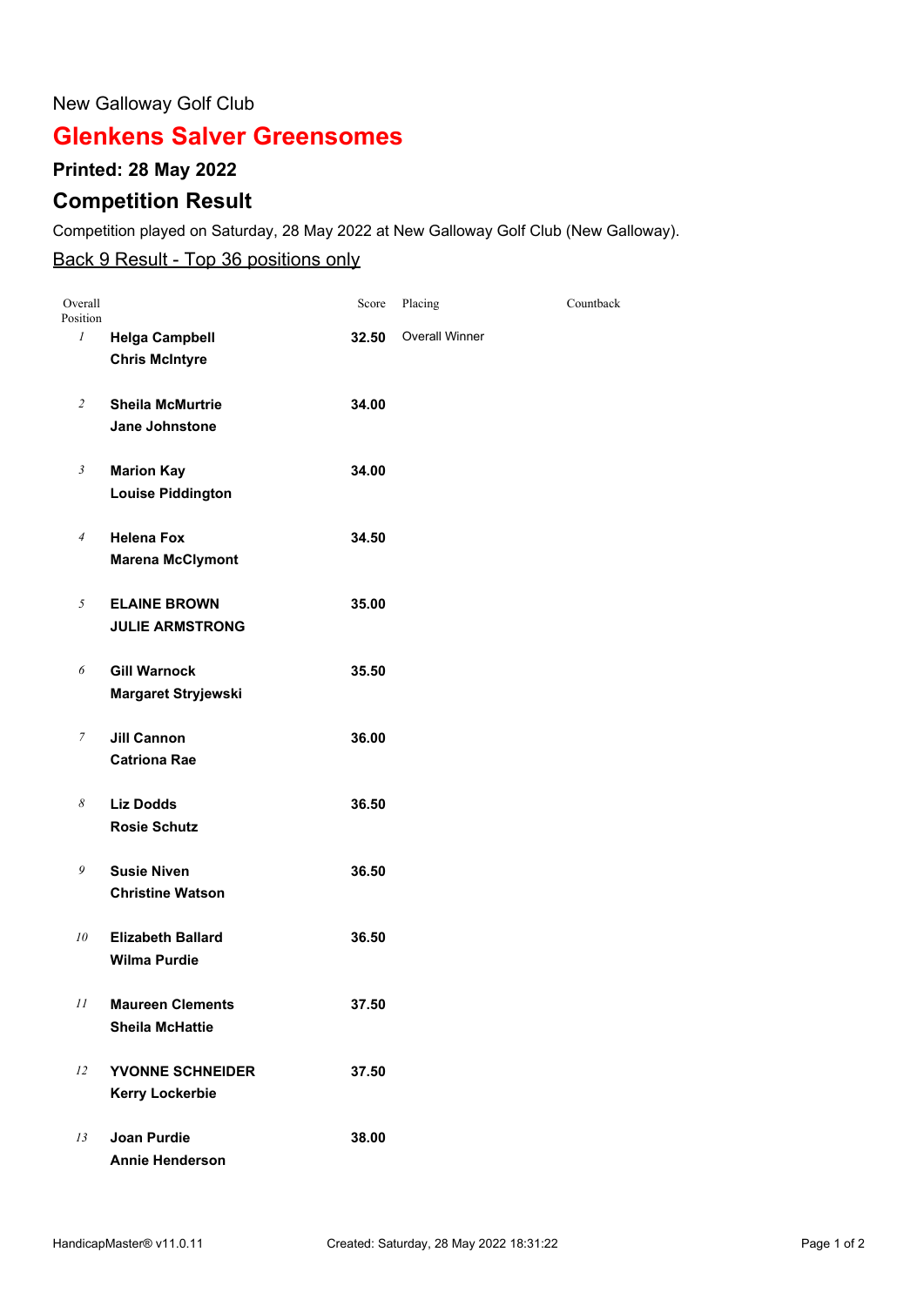New Galloway Golf Club

# Glenkens Salver Greensomes

### Printed: 28 May 2022

## Competition Result

Competition played on Saturday, 28 May 2022 at New Galloway Golf Club (New Galloway).

Back 9 Result - Top 36 positions only

| Overall Position | | Score | Placing | Countback |
|---|---|---|---|---|
| *1* | **Helga Campbell**<br>**Chris McIntyre** | **32.50** | Overall Winner | |
| *2* | **Sheila McMurtrie**<br>**Jane Johnstone** | **34.00** | | |
| *3* | **Marion Kay**<br>**Louise Piddington** | **34.00** | | |
| *4* | **Helena Fox**<br>**Marena McClymont** | **34.50** | | |
| *5* | **ELAINE BROWN**<br>**JULIE ARMSTRONG** | **35.00** | | |
| *6* | **Gill Warnock**<br>**Margaret Stryjewski** | **35.50** | | |
| *7* | **Jill Cannon**<br>**Catriona Rae** | **36.00** | | |
| *8* | **Liz Dodds**<br>**Rosie Schutz** | **36.50** | | |
| *9* | **Susie Niven**<br>**Christine Watson** | **36.50** | | |
| *10* | **Elizabeth Ballard**<br>**Wilma Purdie** | **36.50** | | |
| *11* | **Maureen Clements**<br>**Sheila McHattie** | **37.50** | | |
| *12* | **YVONNE SCHNEIDER**<br>**Kerry Lockerbie** | **37.50** | | |
| *13* | **Joan Purdie**<br>**Annie Henderson** | **38.00** | | |

HandicapMaster® v11.0.11 Created: Saturday, 28 May 2022 18:31:22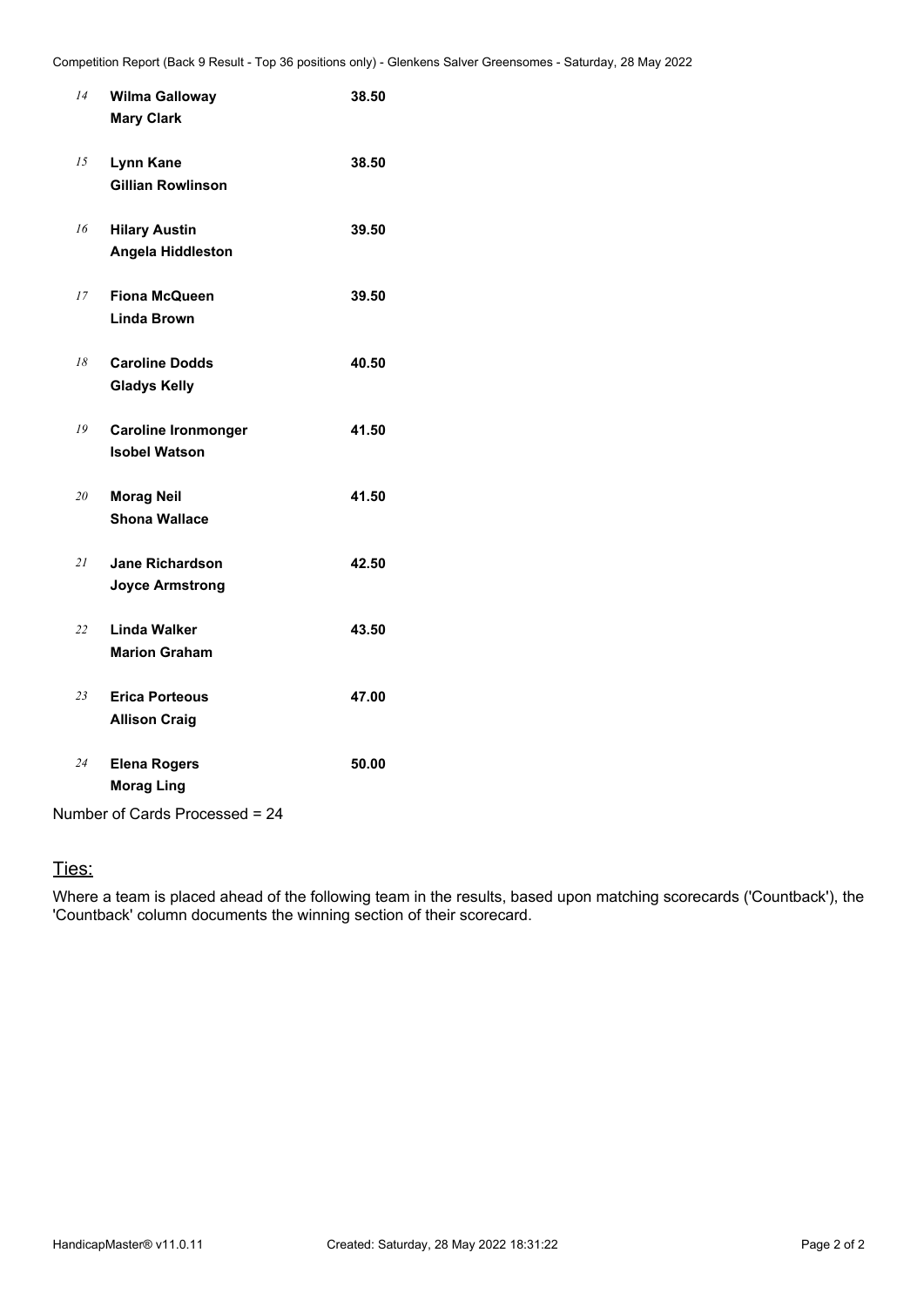| | | |
|---|---|---|
| *14* | **Wilma Galloway**<br>**Mary Clark** | **38.50** |
| *15* | **Lynn Kane**<br>**Gillian Rowlinson** | **38.50** |
| *16* | **Hilary Austin**<br>**Angela Hiddleston** | **39.50** |
| *17* | **Fiona McQueen**<br>**Linda Brown** | **39.50** |
| *18* | **Caroline Dodds**<br>**Gladys Kelly** | **40.50** |
| *19* | **Caroline Ironmonger**<br>**Isobel Watson** | **41.50** |
| *20* | **Morag Neil**<br>**Shona Wallace** | **41.50** |
| *21* | **Jane Richardson**<br>**Joyce Armstrong** | **42.50** |
| *22* | **Linda Walker**<br>**Marion Graham** | **43.50** |
| *23* | **Erica Porteous**<br>**Allison Craig** | **47.00** |
| *24* | **Elena Rogers**<br>**Morag Ling** | **50.00** |

Number of Cards Processed = 24

## Ties:

Where a team is placed ahead of the following team in the results, based upon matching scorecards ('Countback'), the 'Countback' column documents the winning section of their scorecard.